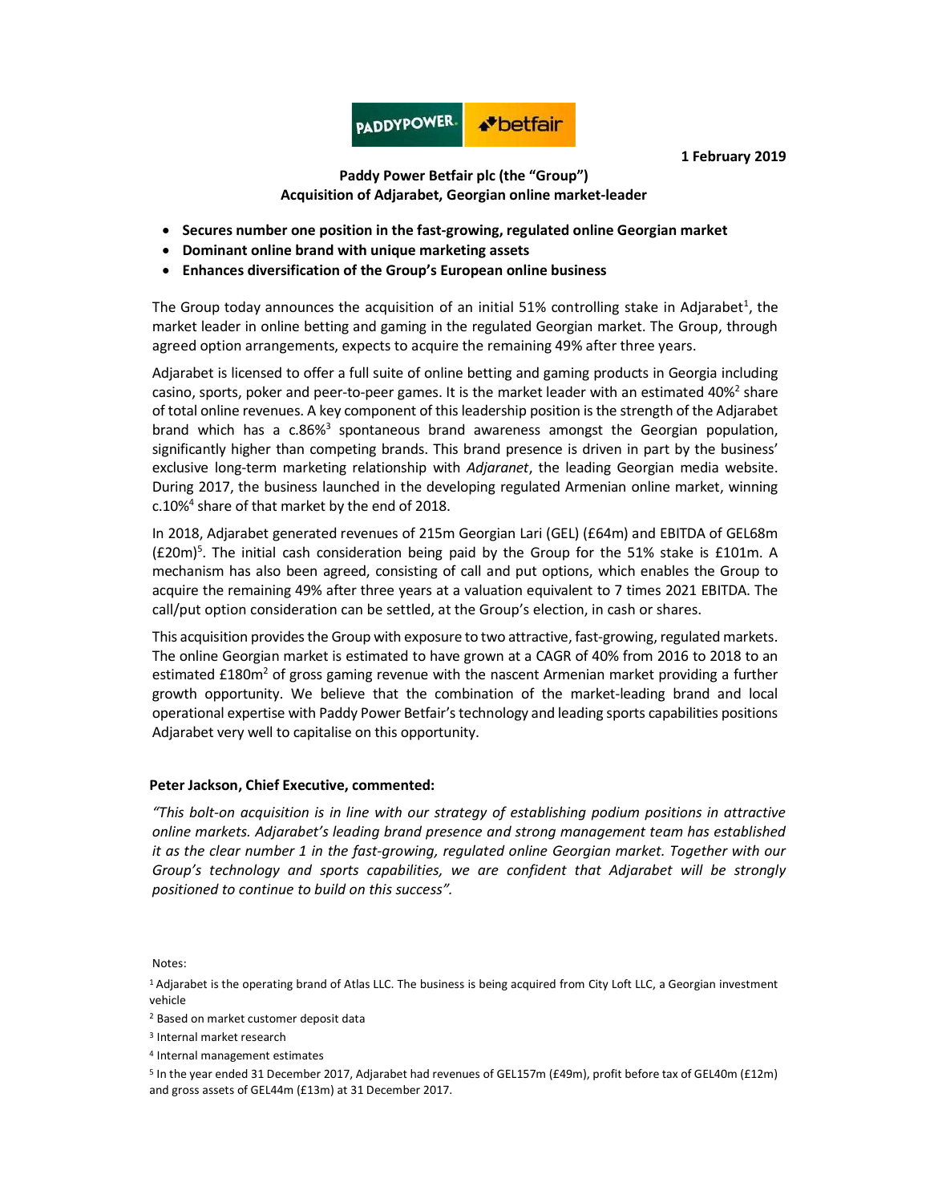PADDYPOWER. betfair

1 February 2019

**Paddy Power Betfair plc (the "Group")**
**Acquisition of Adjarabet, Georgian online market-leader**

- **Secures number one position in the fast-growing, regulated online Georgian market**
- **Dominant online brand with unique marketing assets**
- **Enhances diversification of the Group's European online business**

The Group today announces the acquisition of an initial 51% controlling stake in Adjarabet[1], the market leader in online betting and gaming in the regulated Georgian market. The Group, through agreed option arrangements, expects to acquire the remaining 49% after three years.

Adjarabet is licensed to offer a full suite of online betting and gaming products in Georgia including casino, sports, poker and peer-to-peer games. It is the market leader with an estimated 40%[2] share of total online revenues. A key component of this leadership position is the strength of the Adjarabet brand which has a c.86%[3] spontaneous brand awareness amongst the Georgian population, significantly higher than competing brands. This brand presence is driven in part by the business' exclusive long-term marketing relationship with *Adjaranet*, the leading Georgian media website. During 2017, the business launched in the developing regulated Armenian online market, winning c.10%[4] share of that market by the end of 2018.

In 2018, Adjarabet generated revenues of 215m Georgian Lari (GEL) (£64m) and EBITDA of GEL68m (£20m)[5]. The initial cash consideration being paid by the Group for the 51% stake is £101m. A mechanism has also been agreed, consisting of call and put options, which enables the Group to acquire the remaining 49% after three years at a valuation equivalent to 7 times 2021 EBITDA. The call/put option consideration can be settled, at the Group's election, in cash or shares.

This acquisition provides the Group with exposure to two attractive, fast-growing, regulated markets. The online Georgian market is estimated to have grown at a CAGR of 40% from 2016 to 2018 to an estimated £180m[2] of gross gaming revenue with the nascent Armenian market providing a further growth opportunity. We believe that the combination of the market-leading brand and local operational expertise with Paddy Power Betfair's technology and leading sports capabilities positions Adjarabet very well to capitalise on this opportunity.

**Peter Jackson, Chief Executive, commented:**

*"This bolt-on acquisition is in line with our strategy of establishing podium positions in attractive online markets. Adjarabet's leading brand presence and strong management team has established it as the clear number 1 in the fast-growing, regulated online Georgian market. Together with our Group's technology and sports capabilities, we are confident that Adjarabet will be strongly positioned to continue to build on this success".*

Notes:

[1] Adjarabet is the operating brand of Atlas LLC. The business is being acquired from City Loft LLC, a Georgian investment vehicle

[2] Based on market customer deposit data

[3] Internal market research

[4] Internal management estimates

[5] In the year ended 31 December 2017, Adjarabet had revenues of GEL157m (£49m), profit before tax of GEL40m (£12m) and gross assets of GEL44m (£13m) at 31 December 2017.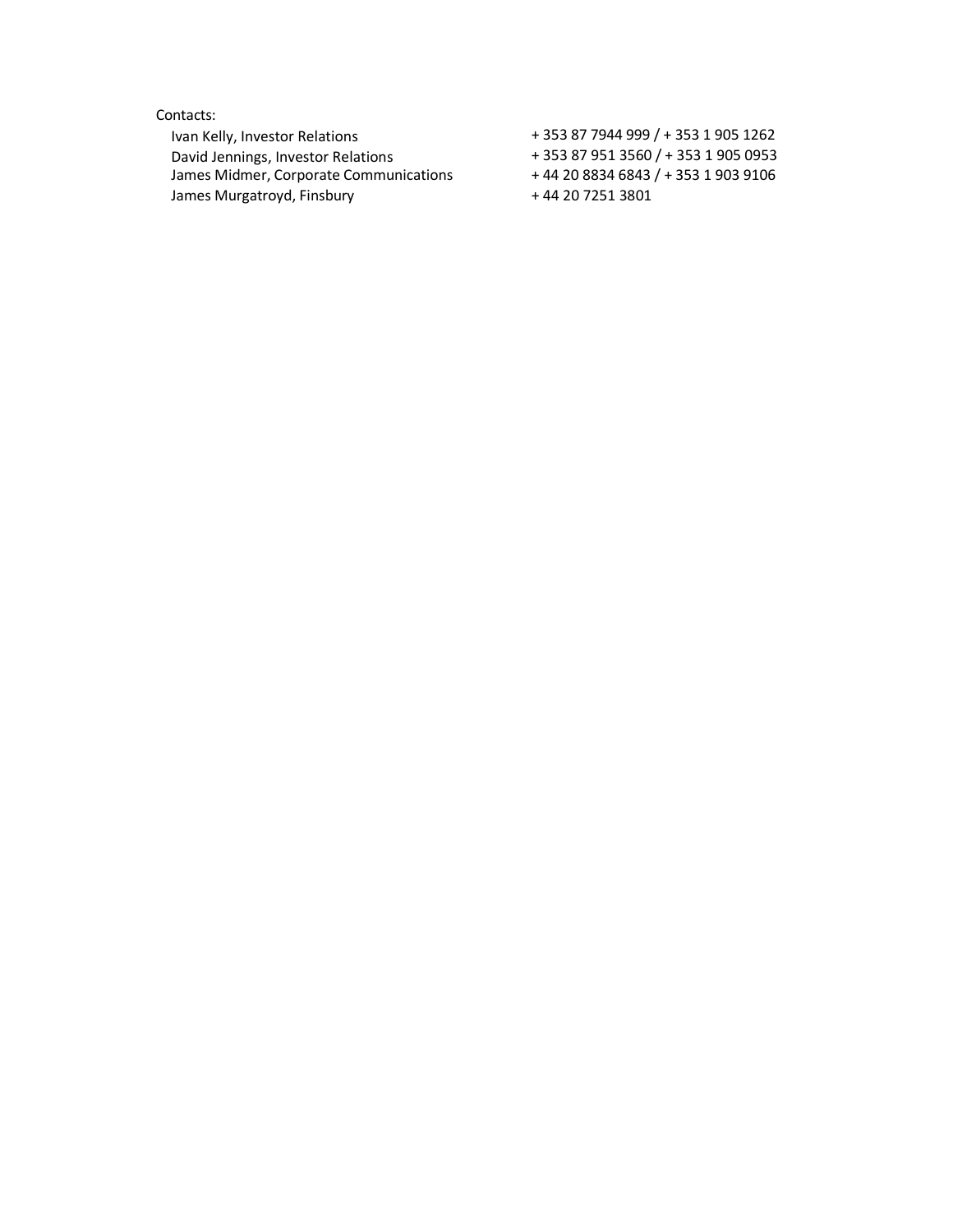Contacts:

| | |
|---|---|
| Ivan Kelly, Investor Relations | + 353 87 7944 999 / + 353 1 905 1262 |
| David Jennings, Investor Relations | + 353 87 951 3560 / + 353 1 905 0953 |
| James Midmer, Corporate Communications | + 44 20 8834 6843 / + 353 1 903 9106 |
| James Murgatroyd, Finsbury | + 44 20 7251 3801 |